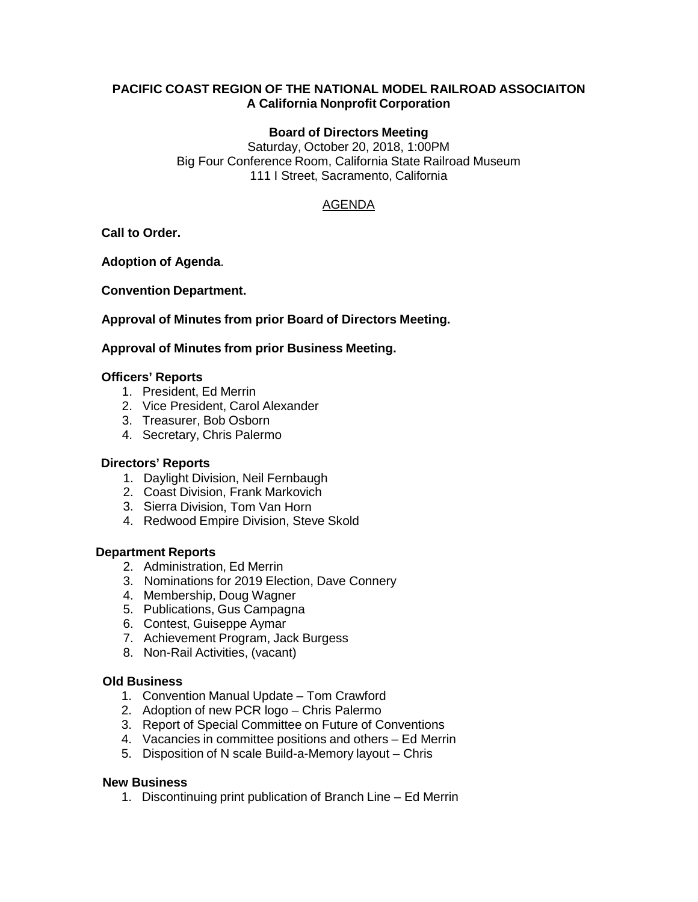**PACIFIC COAST REGION OF THE NATIONAL MODEL RAILROAD ASSOCIAITON**
**A California Nonprofit Corporation**

**Board of Directors Meeting**

Saturday, October 20, 2018, 1:00PM
Big Four Conference Room, California State Railroad Museum
111 I Street, Sacramento, California

AGENDA

**Call to Order.**

**Adoption of Agenda**.

**Convention Department.**

**Approval of Minutes from prior Board of Directors Meeting.**

**Approval of Minutes from prior Business Meeting.**

**Officers' Reports**

1. President, Ed Merrin
2. Vice President, Carol Alexander
3. Treasurer, Bob Osborn
4. Secretary, Chris Palermo

**Directors' Reports**

1. Daylight Division, Neil Fernbaugh
2. Coast Division, Frank Markovich
3. Sierra Division, Tom Van Horn
4. Redwood Empire Division, Steve Skold

**Department Reports**

2. Administration, Ed Merrin
3. Nominations for 2019 Election, Dave Connery
4. Membership, Doug Wagner
5. Publications, Gus Campagna
6. Contest, Guiseppe Aymar
7. Achievement Program, Jack Burgess
8. Non-Rail Activities, (vacant)

**Old Business**

1. Convention Manual Update – Tom Crawford
2. Adoption of new PCR logo – Chris Palermo
3. Report of Special Committee on Future of Conventions
4. Vacancies in committee positions and others – Ed Merrin
5. Disposition of N scale Build-a-Memory layout – Chris

**New Business**

1. Discontinuing print publication of Branch Line – Ed Merrin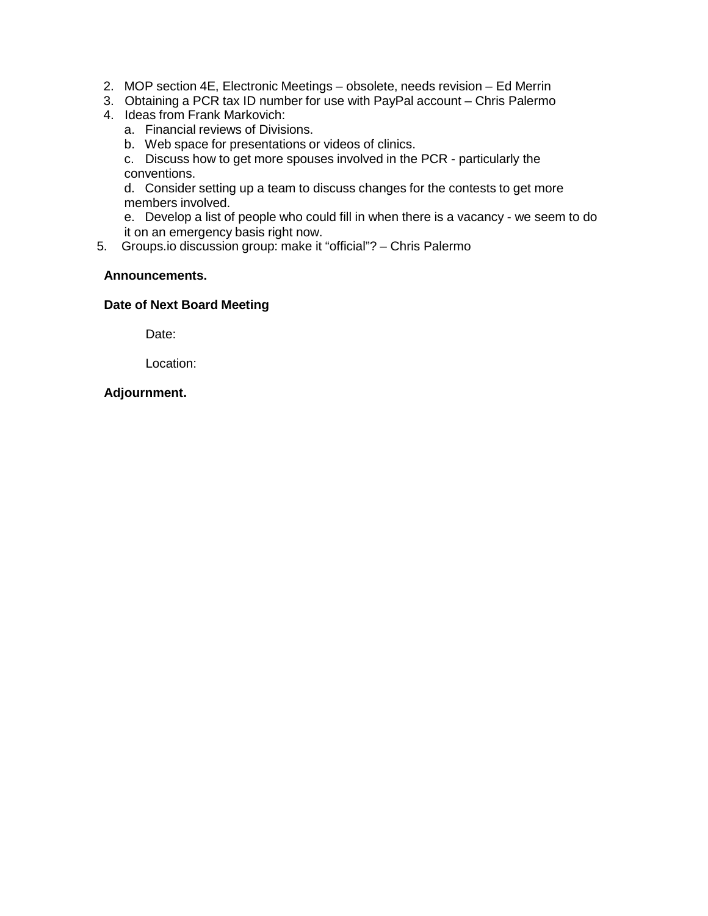2. MOP section 4E, Electronic Meetings – obsolete, needs revision – Ed Merrin
3. Obtaining a PCR tax ID number for use with PayPal account – Chris Palermo
4. Ideas from Frank Markovich:
   a. Financial reviews of Divisions.
   b. Web space for presentations or videos of clinics.
   c. Discuss how to get more spouses involved in the PCR - particularly the conventions.
   d. Consider setting up a team to discuss changes for the contests to get more members involved.
   e. Develop a list of people who could fill in when there is a vacancy - we seem to do it on an emergency basis right now.
5. Groups.io discussion group: make it "official"? – Chris Palermo

**Announcements.**

**Date of Next Board Meeting**

Date:

Location:

**Adjournment.**